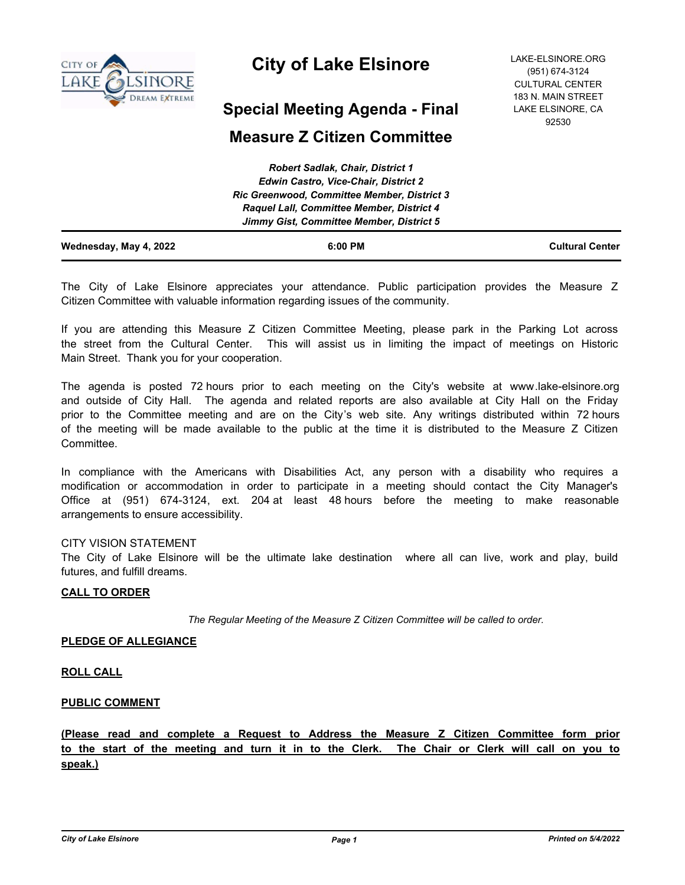# City of Lake Elsinore

LAKE-ELSINORE.ORG
(951) 674-3124
CULTURAL CENTER
183 N. MAIN STREET
LAKE ELSINORE, CA
92530

## Special Meeting Agenda - Final

## Measure Z Citizen Committee

*Robert Sadlak, Chair, District 1*
*Edwin Castro, Vice-Chair, District 2*
*Ric Greenwood, Committee Member, District 3*
*Raquel Lall, Committee Member, District 4*
*Jimmy Gist, Committee Member, District 5*

**Wednesday, May 4, 2022** | **6:00 PM** | **Cultural Center**

The City of Lake Elsinore appreciates your attendance. Public participation provides the Measure Z Citizen Committee with valuable information regarding issues of the community.

If you are attending this Measure Z Citizen Committee Meeting, please park in the Parking Lot across the street from the Cultural Center. This will assist us in limiting the impact of meetings on Historic Main Street. Thank you for your cooperation.

The agenda is posted 72 hours prior to each meeting on the City's website at www.lake-elsinore.org and outside of City Hall. The agenda and related reports are also available at City Hall on the Friday prior to the Committee meeting and are on the City's web site. Any writings distributed within 72 hours of the meeting will be made available to the public at the time it is distributed to the Measure Z Citizen Committee.

In compliance with the Americans with Disabilities Act, any person with a disability who requires a modification or accommodation in order to participate in a meeting should contact the City Manager's Office at (951) 674-3124, ext. 204 at least 48 hours before the meeting to make reasonable arrangements to ensure accessibility.

CITY VISION STATEMENT
The City of Lake Elsinore will be the ultimate lake destination where all can live, work and play, build futures, and fulfill dreams.

**CALL TO ORDER**

*The Regular Meeting of the Measure Z Citizen Committee will be called to order.*

**PLEDGE OF ALLEGIANCE**

**ROLL CALL**

**PUBLIC COMMENT**

**(Please read and complete a Request to Address the Measure Z Citizen Committee form prior to the start of the meeting and turn it in to the Clerk. The Chair or Clerk will call on you to speak.)**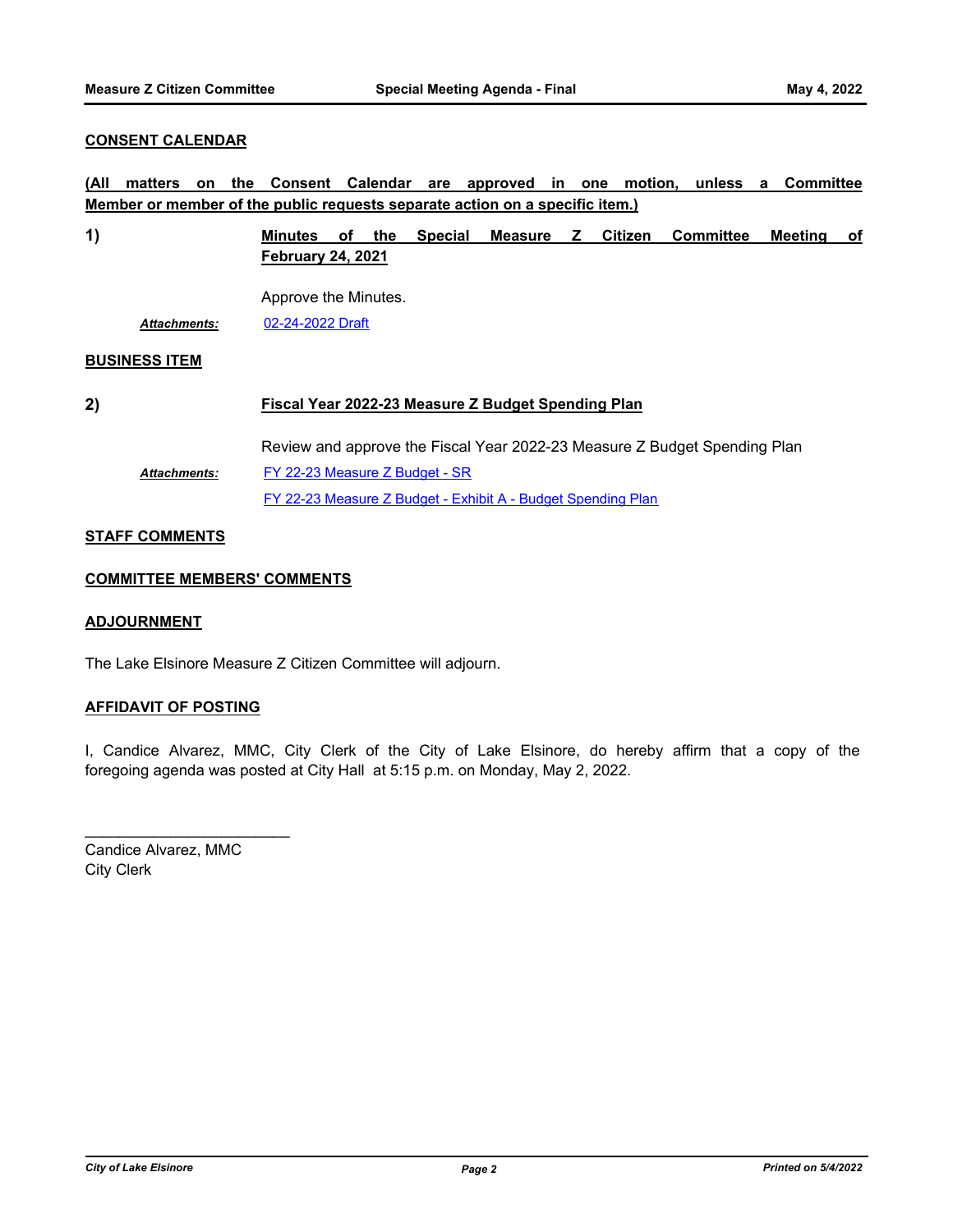## CONSENT CALENDAR

**(All matters on the Consent Calendar are approved in one motion, unless a Committee Member or member of the public requests separate action on a specific item.)**

**1) Minutes of the Special Measure Z Citizen Committee Meeting of February 24, 2021**

Approve the Minutes.

*Attachments:* 02-24-2022 Draft

## BUSINESS ITEM

**2) Fiscal Year 2022-23 Measure Z Budget Spending Plan**

Review and approve the Fiscal Year 2022-23 Measure Z Budget Spending Plan

*Attachments:* FY 22-23 Measure Z Budget - SR

FY 22-23 Measure Z Budget - Exhibit A - Budget Spending Plan

## STAFF COMMENTS

## COMMITTEE MEMBERS' COMMENTS

## ADJOURNMENT

The Lake Elsinore Measure Z Citizen Committee will adjourn.

## AFFIDAVIT OF POSTING

I, Candice Alvarez, MMC, City Clerk of the City of Lake Elsinore, do hereby affirm that a copy of the foregoing agenda was posted at City Hall at 5:15 p.m. on Monday, May 2, 2022.

________________________

Candice Alvarez, MMC
City Clerk